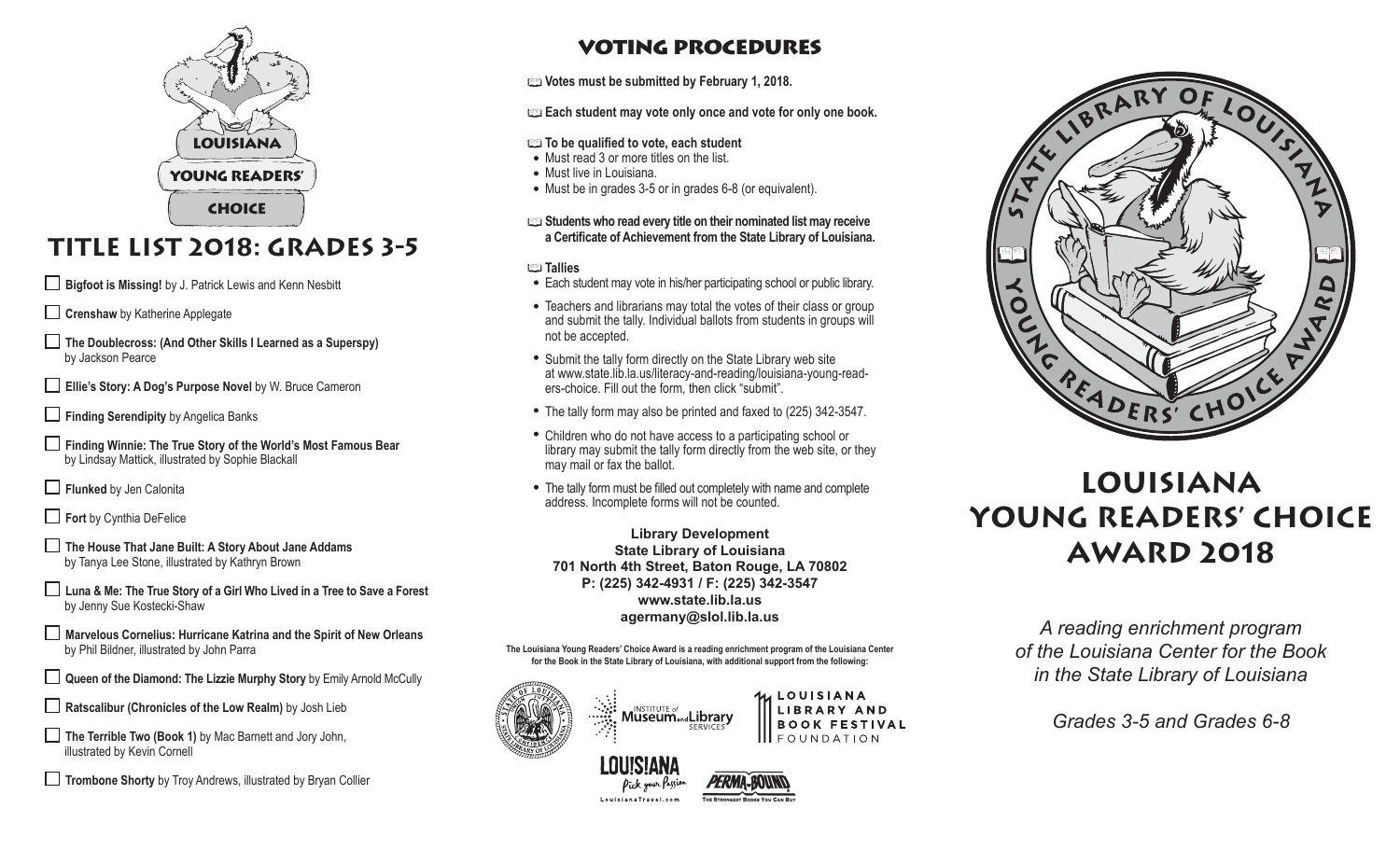LOUISIANA

YOUNG READERS'

CHOICE

# Title List 2018: Grades 3-5

- ☐ **Bigfoot is Missing!** by J. Patrick Lewis and Kenn Nesbitt
- ☐ **Crenshaw** by Katherine Applegate
- ☐ **The Doublecross: (And Other Skills I Learned as a Superspy)** by Jackson Pearce
- ☐ **Ellie's Story: A Dog's Purpose Novel** by W. Bruce Cameron
- ☐ **Finding Serendipity** by Angelica Banks
- ☐ **Finding Winnie: The True Story of the World's Most Famous Bear** by Lindsay Mattick, illustrated by Sophie Blackall
- ☐ **Flunked** by Jen Calonita
- ☐ **Fort** by Cynthia DeFelice
- ☐ **The House That Jane Built: A Story About Jane Addams** by Tanya Lee Stone, illustrated by Kathryn Brown
- ☐ **Luna & Me: The True Story of a Girl Who Lived in a Tree to Save a Forest** by Jenny Sue Kostecki-Shaw
- ☐ **Marvelous Cornelius: Hurricane Katrina and the Spirit of New Orleans** by Phil Bildner, illustrated by John Parra
- ☐ **Queen of the Diamond: The Lizzie Murphy Story** by Emily Arnold McCully
- ☐ **Ratscalibur (Chronicles of the Low Realm)** by Josh Lieb
- ☐ **The Terrible Two (Book 1)** by Mac Barnett and Jory John, illustrated by Kevin Cornell
- ☐ **Trombone Shorty** by Troy Andrews, illustrated by Bryan Collier

# Voting Procedures

**Votes must be submitted by February 1, 2018.**

**Each student may vote only once and vote for only one book.**

**To be qualified to vote, each student**

- Must read 3 or more titles on the list.
- Must live in Louisiana.
- Must be in grades 3-5 or in grades 6-8 (or equivalent).

**Students who read every title on their nominated list may receive a Certificate of Achievement from the State Library of Louisiana.**

**Tallies**

- Each student may vote in his/her participating school or public library.
- Teachers and librarians may total the votes of their class or group and submit the tally. Individual ballots from students in groups will not be accepted.
- Submit the tally form directly on the State Library web site at www.state.lib.la.us/literacy-and-reading/louisiana-young-readers-choice. Fill out the form, then click "submit".
- The tally form may also be printed and faxed to (225) 342-3547.
- Children who do not have access to a participating school or library may submit the tally form directly from the web site, or they may mail or fax the ballot.
- The tally form must be filled out completely with name and complete address. Incomplete forms will not be counted.

**Library Development**
**State Library of Louisiana**
**701 North 4th Street, Baton Rouge, LA 70802**
**P: (225) 342-4931 / F: (225) 342-3547**
**www.state.lib.la.us**
**agermany@slol.lib.la.us**

**The Louisiana Young Readers' Choice Award is a reading enrichment program of the Louisiana Center for the Book in the State Library of Louisiana, with additional support from the following:**

State Library of Louisiana · Institute of Museum and Library Services · Louisiana Library and Book Festival Foundation · Louisiana Pick your Passion (LouisianaTravel.com) · Perma-Bound: The Strongest Books You Can Buy

STATE LIBRARY OF LOUISIANA · YOUNG READERS' CHOICE AWARD

# Louisiana Young Readers' Choice Award 2018

*A reading enrichment program of the Louisiana Center for the Book in the State Library of Louisiana*

*Grades 3-5 and Grades 6-8*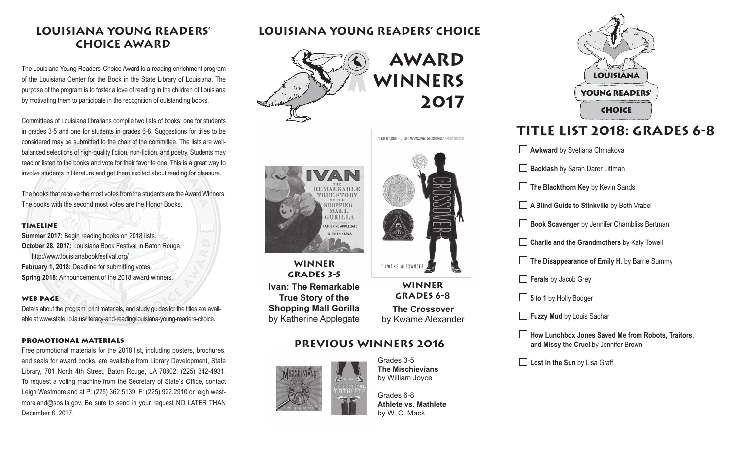## Louisiana Young Readers' Choice Award

The Louisiana Young Readers' Choice Award is a reading enrichment program of the Louisiana Center for the Book in the State Library of Louisiana. The purpose of the program is to foster a love of reading in the children of Louisiana by motivating them to participate in the recognition of outstanding books.

Committees of Louisiana librarians compile two lists of books: one for students in grades 3-5 and one for students in grades 6-8. Suggestions for titles to be considered may be submitted to the chair of the committee. The lists are well-balanced selections of high-quality fiction, non-fiction, and poetry. Students may read or listen to the books and vote for their favorite one. This is a great way to involve students in literature and get them excited about reading for pleasure.

The books that receive the most votes from the students are the Award Winners. The books with the second most votes are the Honor Books.

### Timeline

**Summer 2017:** Begin reading books on 2018 lists.
**October 28, 2017:** Louisiana Book Festival in Baton Rouge, http://www.louisianabookfestival.org/
**February 1, 2018:** Deadline for submitting votes.
**Spring 2018:** Announcement of the 2018 award winners.

### Web Page

Details about the program, print materials, and study guides for the titles are available at www.state.lib.la.us/literacy-and-reading/louisiana-young-readers-choice.

### Promotional Materials

Free promotional materials for the 2018 list, including posters, brochures, and seals for award books, are available from Library Development, State Library, 701 North 4th Street, Baton Rouge, LA 70802, (225) 342-4931. To request a voting machine from the Secretary of State's Office, contact Leigh Westmoreland at P: (225) 362.5139, F: (225) 922.2910 or leigh.westmoreland@sos.la.gov. Be sure to send in your request NO LATER THAN December 8, 2017.

## Louisiana Young Readers' Choice

# Award Winners 2017

### Winner Grades 3-5

**Ivan: The Remarkable True Story of the Shopping Mall Gorilla**
by Katherine Applegate

### Winner Grades 6-8

**The Crossover**
by Kwame Alexander

## Previous Winners 2016

Grades 3-5
**The Mischievians**
by William Joyce

Grades 6-8
**Athlete vs. Mathlete**
by W. C. Mack

Louisiana Young Readers' Choice

# Title List 2018: Grades 6-8

- ☐ **Awkward** by Svetlana Chmakova
- ☐ **Backlash** by Sarah Darer Littman
- ☐ **The Blackthorn Key** by Kevin Sands
- ☐ **A Blind Guide to Stinkville** by Beth Vrabel
- ☐ **Book Scavenger** by Jennifer Chambliss Bertman
- ☐ **Charlie and the Grandmothers** by Katy Towell
- ☐ **The Disappearance of Emily H.** by Barrie Summy
- ☐ **Ferals** by Jacob Grey
- ☐ **5 to 1** by Holly Bodger
- ☐ **Fuzzy Mud** by Louis Sachar
- ☐ **How Lunchbox Jones Saved Me from Robots, Traitors, and Missy the Cruel** by Jennifer Brown
- ☐ **Lost in the Sun** by Lisa Graff